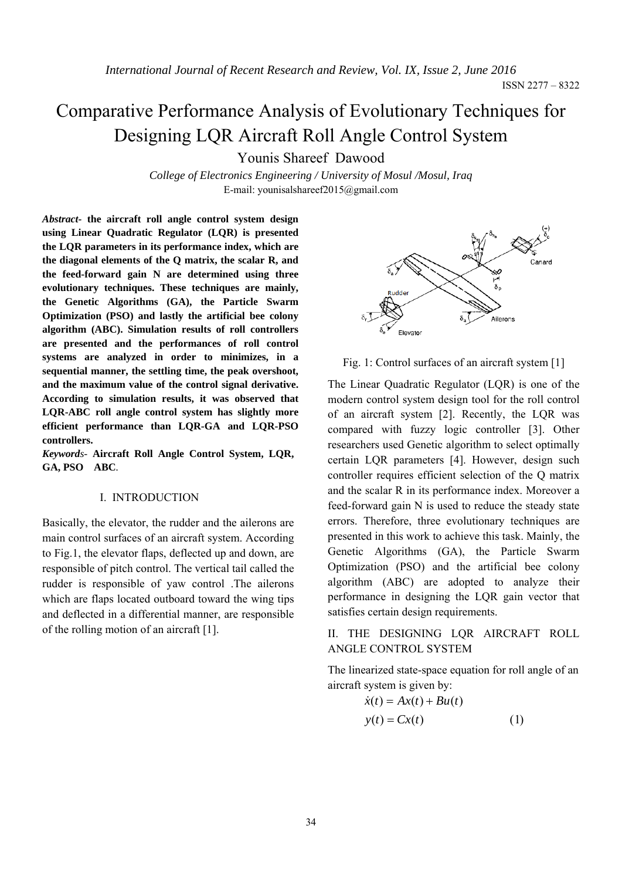# Comparative Performance Analysis of Evolutionary Techniques for Designing LQR Aircraft Roll Angle Control System

Younis Shareef Dawood

*College of Electronics Engineering / University of Mosul /Mosul, Iraq*

E-mail: younisalshareef2015@gmail.com

***Abstract*- the aircraft roll angle control system design using Linear Quadratic Regulator (LQR) is presented the LQR parameters in its performance index, which are the diagonal elements of the Q matrix, the scalar R, and the feed-forward gain N are determined using three evolutionary techniques. These techniques are mainly, the Genetic Algorithms (GA), the Particle Swarm Optimization (PSO) and lastly the artificial bee colony algorithm (ABC). Simulation results of roll controllers are presented and the performances of roll control systems are analyzed in order to minimizes, in a sequential manner, the settling time, the peak overshoot, and the maximum value of the control signal derivative. According to simulation results, it was observed that LQR-ABC roll angle control system has slightly more efficient performance than LQR-GA and LQR-PSO controllers.**

***Keywords*- Aircraft Roll Angle Control System, LQR, GA, PSO ABC**.

## I. INTRODUCTION

Basically, the elevator, the rudder and the ailerons are main control surfaces of an aircraft system. According to Fig.1, the elevator flaps, deflected up and down, are responsible of pitch control. The vertical tail called the rudder is responsible of yaw control .The ailerons which are flaps located outboard toward the wing tips and deflected in a differential manner, are responsible of the rolling motion of an aircraft [1].

Fig. 1: Control surfaces of an aircraft system [1]

The Linear Quadratic Regulator (LQR) is one of the modern control system design tool for the roll control of an aircraft system [2]. Recently, the LQR was compared with fuzzy logic controller [3]. Other researchers used Genetic algorithm to select optimally certain LQR parameters [4]. However, design such controller requires efficient selection of the Q matrix and the scalar R in its performance index. Moreover a feed-forward gain N is used to reduce the steady state errors. Therefore, three evolutionary techniques are presented in this work to achieve this task. Mainly, the Genetic Algorithms (GA), the Particle Swarm Optimization (PSO) and the artificial bee colony algorithm (ABC) are adopted to analyze their performance in designing the LQR gain vector that satisfies certain design requirements.

## II. THE DESIGNING LQR AIRCRAFT ROLL ANGLE CONTROL SYSTEM

The linearized state-space equation for roll angle of an aircraft system is given by:

$$\dot{x}(t) = Ax(t) + Bu(t)$$
$$y(t) = Cx(t) \qquad (1)$$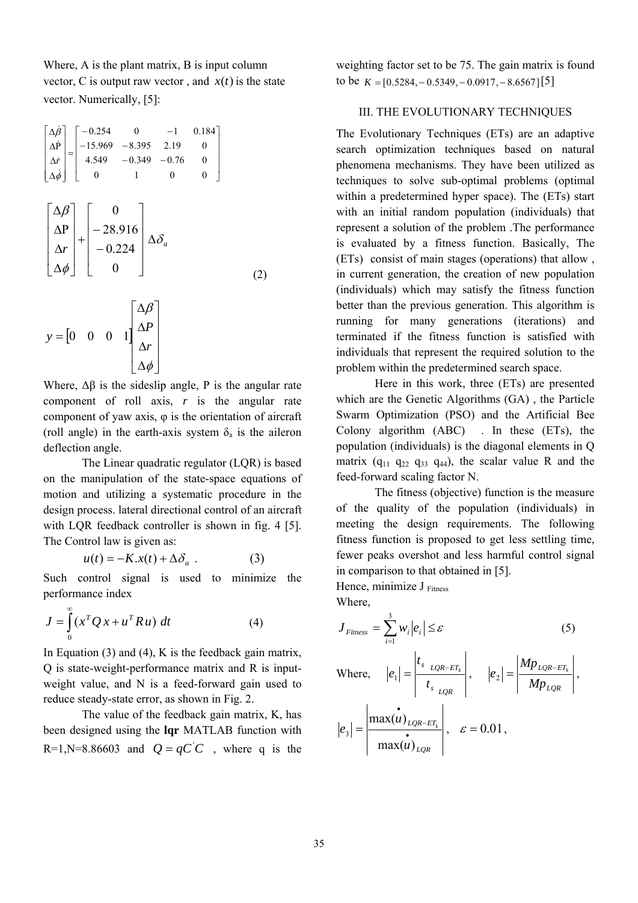Where, A is the plant matrix, B is input column vector, C is output raw vector , and $x(t)$ is the state vector. Numerically, [5]:

$$\begin{bmatrix} \Delta\dot{\beta} \\ \Delta\dot{P} \\ \Delta\dot{r} \\ \Delta\dot{\phi} \end{bmatrix} = \begin{bmatrix} -0.254 & 0 & -1 & 0.184 \\ -15.969 & -8.395 & 2.19 & 0 \\ 4.549 & -0.349 & -0.76 & 0 \\ 0 & 1 & 0 & 0 \end{bmatrix}$$

$$\begin{bmatrix} \Delta\beta \\ \Delta P \\ \Delta r \\ \Delta\phi \end{bmatrix} + \begin{bmatrix} 0 \\ -28.916 \\ -0.224 \\ 0 \end{bmatrix} \Delta\delta_a \tag{2}$$

$$y = \begin{bmatrix} 0 & 0 & 0 & 1 \end{bmatrix} \begin{bmatrix} \Delta\beta \\ \Delta P \\ \Delta r \\ \Delta\phi \end{bmatrix}$$

Where, Δβ is the sideslip angle, P is the angular rate component of roll axis, $r$ is the angular rate component of yaw axis, φ is the orientation of aircraft (roll angle) in the earth-axis system $\delta_a$ is the aileron deflection angle.

The Linear quadratic regulator (LQR) is based on the manipulation of the state-space equations of motion and utilizing a systematic procedure in the design process. lateral directional control of an aircraft with LQR feedback controller is shown in fig. 4 [5]. The Control law is given as:

$$u(t) = -K.x(t) + \Delta\delta_a \ . \tag{3}$$

Such control signal is used to minimize the performance index

$$J = \int_0^\infty (x^T Q\, x + u^T R u)\ dt \tag{4}$$

In Equation (3) and (4), K is the feedback gain matrix, Q is state-weight-performance matrix and R is input-weight value, and N is a feed-forward gain used to reduce steady-state error, as shown in Fig. 2.

The value of the feedback gain matrix, K, has been designed using the **lqr** MATLAB function with R=1,N=8.86603 and $Q = qC^{'}C$ , where q is the weighting factor set to be 75. The gain matrix is found to be $K = [0.5284, -0.5349, -0.0917, -8.6567]$ [5]

## III. THE EVOLUTIONARY TECHNIQUES

The Evolutionary Techniques (ETs) are an adaptive search optimization techniques based on natural phenomena mechanisms. They have been utilized as techniques to solve sub-optimal problems (optimal within a predetermined hyper space). The (ETs) start with an initial random population (individuals) that represent a solution of the problem .The performance is evaluated by a fitness function. Basically, The (ETs) consist of main stages (operations) that allow , in current generation, the creation of new population (individuals) which may satisfy the fitness function better than the previous generation. This algorithm is running for many generations (iterations) and terminated if the fitness function is satisfied with individuals that represent the required solution to the problem within the predetermined search space.

Here in this work, three (ETs) are presented which are the Genetic Algorithms (GA) , the Particle Swarm Optimization (PSO) and the Artificial Bee Colony algorithm (ABC) . In these (ETs), the population (individuals) is the diagonal elements in Q matrix ($q_{11}$ $q_{22}$ $q_{33}$ $q_{44}$), the scalar value R and the feed-forward scaling factor N.

The fitness (objective) function is the measure of the quality of the population (individuals) in meeting the design requirements. The following fitness function is proposed to get less settling time, fewer peaks overshot and less harmful control signal in comparison to that obtained in [5].

Hence, minimize $J_{Fitness}$

Where,

$$J_{Fitness} = \sum_{i=1}^{3} w_i \left| e_i \right| \le \varepsilon \tag{5}$$

Where, $\left| e_1 \right| = \left| \dfrac{t_{s\ LQR-ET_k}}{t_{s\ LQR}} \right|$, $\left| e_2 \right| = \left| \dfrac{Mp_{LQR-ET_k}}{Mp_{LQR}} \right|$,

$\left| e_3 \right| = \left| \dfrac{\max(\dot{u})_{LQR-ET_k}}{\max(\dot{u})_{LQR}} \right|$, $\varepsilon = 0.01$,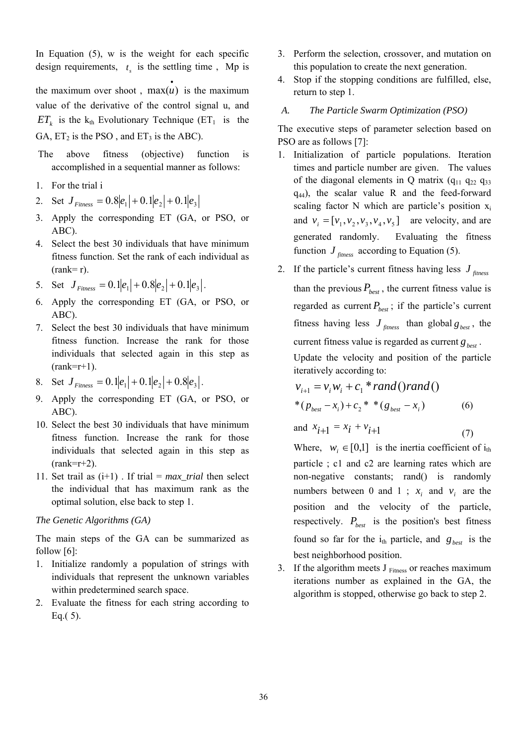In Equation (5), w is the weight for each specific design requirements, $t_s$ is the settling time , Mp is the maximum over shoot , $\max(\dot{u})$ is the maximum value of the derivative of the control signal u, and $ET_k$ is the $k_{th}$ Evolutionary Technique ($ET_1$ is the GA, $ET_2$ is the PSO , and $ET_3$ is the ABC).

The above fitness (objective) function is accomplished in a sequential manner as follows:

1. For the trial i
2. Set $J_{Fitness} = 0.8|e_1| + 0.1|e_2| + 0.1|e_3|$
3. Apply the corresponding ET (GA, or PSO, or ABC).
4. Select the best 30 individuals that have minimum fitness function. Set the rank of each individual as (rank= r).
5. Set $J_{Fitness} = 0.1|e_1| + 0.8|e_2| + 0.1|e_3|$.
6. Apply the corresponding ET (GA, or PSO, or ABC).
7. Select the best 30 individuals that have minimum fitness function. Increase the rank for those individuals that selected again in this step as (rank=r+1).
8. Set $J_{Fitness} = 0.1|e_1| + 0.1|e_2| + 0.8|e_3|$.
9. Apply the corresponding ET (GA, or PSO, or ABC).
10. Select the best 30 individuals that have minimum fitness function. Increase the rank for those individuals that selected again in this step as (rank=r+2).
11. Set trail as (i+1) . If trial = *max_trial* then select the individual that has maximum rank as the optimal solution, else back to step 1.

*The Genetic Algorithms (GA)*

The main steps of the GA can be summarized as follow [6]:

1. Initialize randomly a population of strings with individuals that represent the unknown variables within predetermined search space.
2. Evaluate the fitness for each string according to Eq.( 5).
3. Perform the selection, crossover, and mutation on this population to create the next generation.
4. Stop if the stopping conditions are fulfilled, else, return to step 1.

### A. *The Particle Swarm Optimization (PSO)*

The executive steps of parameter selection based on PSO are as follows [7]:

1. Initialization of particle populations. Iteration times and particle number are given. The values of the diagonal elements in Q matrix ($q_{11}$ $q_{22}$ $q_{33}$ $q_{44}$), the scalar value R and the feed-forward scaling factor N which are particle's position $x_i$ and $v_i = [v_1, v_2, v_3, v_4, v_5]$ are velocity, and are generated randomly. Evaluating the fitness function $J_{fitness}$ according to Equation (5).
2. If the particle's current fitness having less $J_{fitness}$ than the previous $P_{best}$, the current fitness value is regarded as current $P_{best}$; if the particle's current fitness having less $J_{fitness}$ than global $g_{best}$, the current fitness value is regarded as current $g_{best}$.
   Update the velocity and position of the particle iteratively according to:
   $$v_{i+1} = v_i w_i + c_1 * rand() rand() * (p_{best} - x_i) + c_2 * * (g_{best} - x_i) \quad (6)$$
   and $x_{i+1} = x_i + v_{i+1}$ (7)
   Where, $w_i \in [0,1]$ is the inertia coefficient of $i_{th}$ particle ; c1 and c2 are learning rates which are non-negative constants; rand() is randomly numbers between 0 and 1 ; $x_i$ and $v_i$ are the position and the velocity of the particle, respectively. $P_{best}$ is the position's best fitness found so far for the $i_{th}$ particle, and $g_{best}$ is the best neighborhood position.
3. If the algorithm meets $J_{Fitness}$ or reaches maximum iterations number as explained in the GA, the algorithm is stopped, otherwise go back to step 2.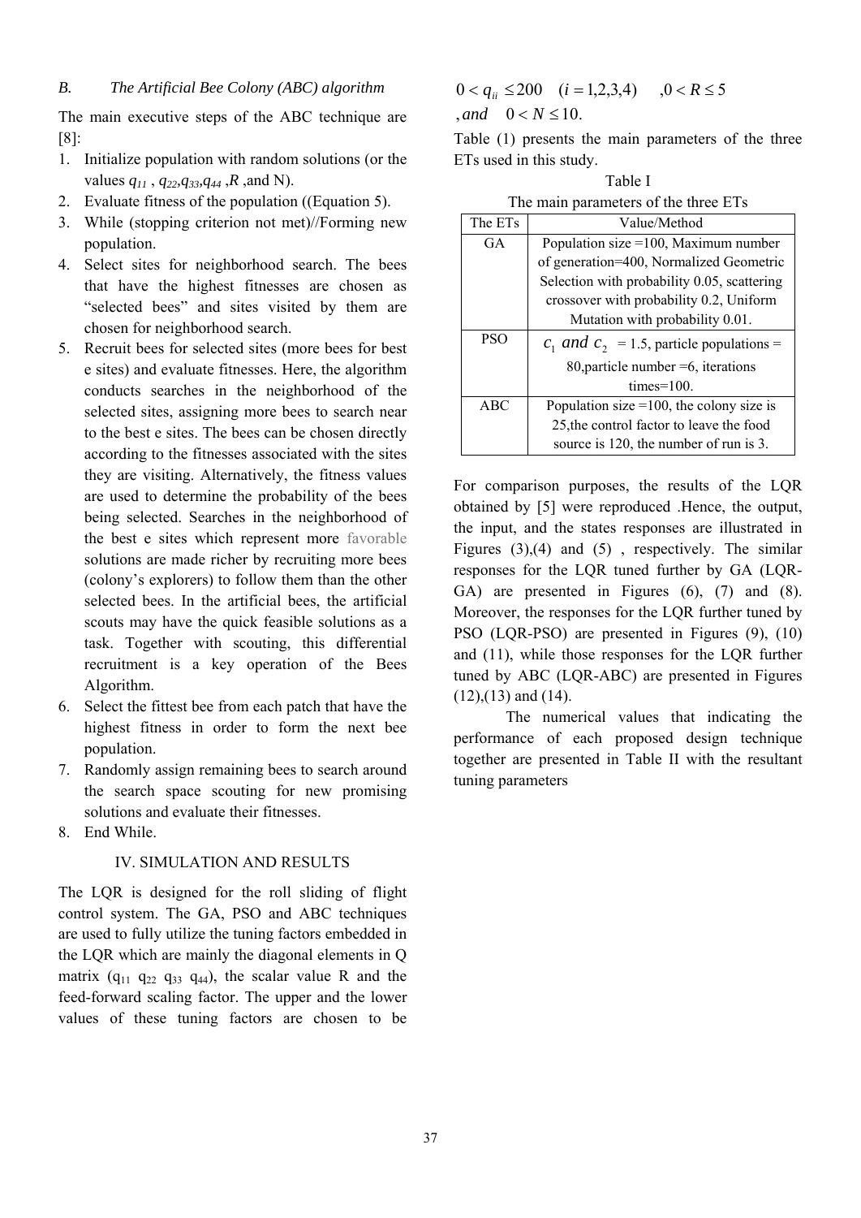### B. *The Artificial Bee Colony (ABC) algorithm*

The main executive steps of the ABC technique are [8]:

1. Initialize population with random solutions (or the values $q_{11}$ , $q_{22}$,$q_{33}$,$q_{44}$ ,$R$ ,and N).
2. Evaluate fitness of the population ((Equation 5).
3. While (stopping criterion not met)//Forming new population.
4. Select sites for neighborhood search. The bees that have the highest fitnesses are chosen as "selected bees" and sites visited by them are chosen for neighborhood search.
5. Recruit bees for selected sites (more bees for best e sites) and evaluate fitnesses. Here, the algorithm conducts searches in the neighborhood of the selected sites, assigning more bees to search near to the best e sites. The bees can be chosen directly according to the fitnesses associated with the sites they are visiting. Alternatively, the fitness values are used to determine the probability of the bees being selected. Searches in the neighborhood of the best e sites which represent more favorable solutions are made richer by recruiting more bees (colony's explorers) to follow them than the other selected bees. In the artificial bees, the artificial scouts may have the quick feasible solutions as a task. Together with scouting, this differential recruitment is a key operation of the Bees Algorithm.
6. Select the fittest bee from each patch that have the highest fitness in order to form the next bee population.
7. Randomly assign remaining bees to search around the search space scouting for new promising solutions and evaluate their fitnesses.
8. End While.

## IV. SIMULATION AND RESULTS

The LQR is designed for the roll sliding of flight control system. The GA, PSO and ABC techniques are used to fully utilize the tuning factors embedded in the LQR which are mainly the diagonal elements in Q matrix ($q_{11}$ $q_{22}$ $q_{33}$ $q_{44}$), the scalar value R and the feed-forward scaling factor. The upper and the lower values of these tuning factors are chosen to be

$$0 < q_{ii} \leq 200 \quad (i = 1,2,3,4) \quad ,0 < R \leq 5$$

$$, and \quad 0 < N \leq 10.$$

Table (1) presents the main parameters of the three ETs used in this study.

Table I

The main parameters of the three ETs

| The ETs | Value/Method |
|---|---|
| GA | Population size =100, Maximum number of generation=400, Normalized Geometric Selection with probability 0.05, scattering crossover with probability 0.2, Uniform Mutation with probability 0.01. |
| PSO | $c_1$ *and* $c_2$ = 1.5, particle populations = 80,particle number =6, iterations times=100. |
| ABC | Population size =100, the colony size is 25,the control factor to leave the food source is 120, the number of run is 3. |

For comparison purposes, the results of the LQR obtained by [5] were reproduced .Hence, the output, the input, and the states responses are illustrated in Figures (3),(4) and (5) , respectively. The similar responses for the LQR tuned further by GA (LQR-GA) are presented in Figures (6), (7) and (8). Moreover, the responses for the LQR further tuned by PSO (LQR-PSO) are presented in Figures (9), (10) and (11), while those responses for the LQR further tuned by ABC (LQR-ABC) are presented in Figures (12),(13) and (14).

The numerical values that indicating the performance of each proposed design technique together are presented in Table II with the resultant tuning parameters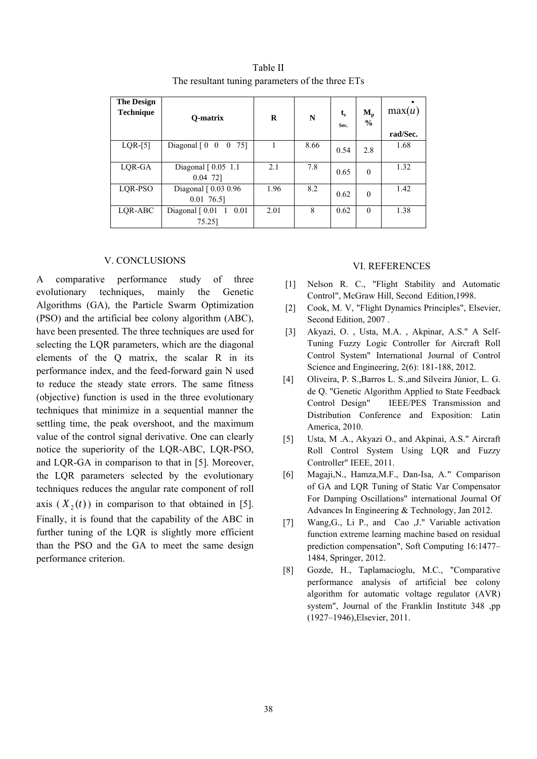Table II
The resultant tuning parameters of the three ETs

| The Design Technique | Q-matrix | R | N | $t_s$ Sec. | $M_p$ % | $\max(\dot{u})$ rad/Sec. |
|---|---|---|---|---|---|---|
| LQR-[5] | Diagonal [ 0 0 0 75] | 1 | 8.66 | 0.54 | 2.8 | 1.68 |
| LQR-GA | Diagonal [ 0.05 1.1 0.04 72] | 2.1 | 7.8 | 0.65 | 0 | 1.32 |
| LQR-PSO | Diagonal [ 0.03 0.96 0.01 76.5] | 1.96 | 8.2 | 0.62 | 0 | 1.42 |
| LQR-ABC | Diagonal [ 0.01 1 0.01 75.25] | 2.01 | 8 | 0.62 | 0 | 1.38 |

## V. CONCLUSIONS

A comparative performance study of three evolutionary techniques, mainly the Genetic Algorithms (GA), the Particle Swarm Optimization (PSO) and the artificial bee colony algorithm (ABC), have been presented. The three techniques are used for selecting the LQR parameters, which are the diagonal elements of the Q matrix, the scalar R in its performance index, and the feed-forward gain N used to reduce the steady state errors. The same fitness (objective) function is used in the three evolutionary techniques that minimize in a sequential manner the settling time, the peak overshoot, and the maximum value of the control signal derivative. One can clearly notice the superiority of the LQR-ABC, LQR-PSO, and LQR-GA in comparison to that in [5]. Moreover, the LQR parameters selected by the evolutionary techniques reduces the angular rate component of roll axis ( $X_2(t)$ ) in comparison to that obtained in [5]. Finally, it is found that the capability of the ABC in further tuning of the LQR is slightly more efficient than the PSO and the GA to meet the same design performance criterion.

## VI. REFERENCES

[1] Nelson R. C., "Flight Stability and Automatic Control", McGraw Hill, Second Edition,1998.

[2] Cook, M. V, "Flight Dynamics Principles", Elsevier, Second Edition, 2007 .

[3] Akyazi, O. , Usta, M.A. , Akpinar, A.S." A Self-Tuning Fuzzy Logic Controller for Aircraft Roll Control System" International Journal of Control Science and Engineering, 2(6): 181-188, 2012.

[4] Oliveira, P. S.,Barros L. S.,and Silveira Júnior, L. G. de Q. "Genetic Algorithm Applied to State Feedback Control Design" IEEE/PES Transmission and Distribution Conference and Exposition: Latin America, 2010.

[5] Usta, M .A., Akyazi O., and Akpinai, A.S." Aircraft Roll Control System Using LQR and Fuzzy Controller" IEEE, 2011.

[6] Magaji,N., Hamza,M.F., Dan-Isa, A." Comparison of GA and LQR Tuning of Static Var Compensator For Damping Oscillations" international Journal Of Advances In Engineering & Technology, Jan 2012.

[7] Wang,G., Li P., and Cao ,J." Variable activation function extreme learning machine based on residual prediction compensation", Soft Computing 16:1477–1484, Springer, 2012.

[8] Gozde, H., Taplamacioglu, M.C., "Comparative performance analysis of artificial bee colony algorithm for automatic voltage regulator (AVR) system", Journal of the Franklin Institute 348 ,pp (1927–1946),Elsevier, 2011.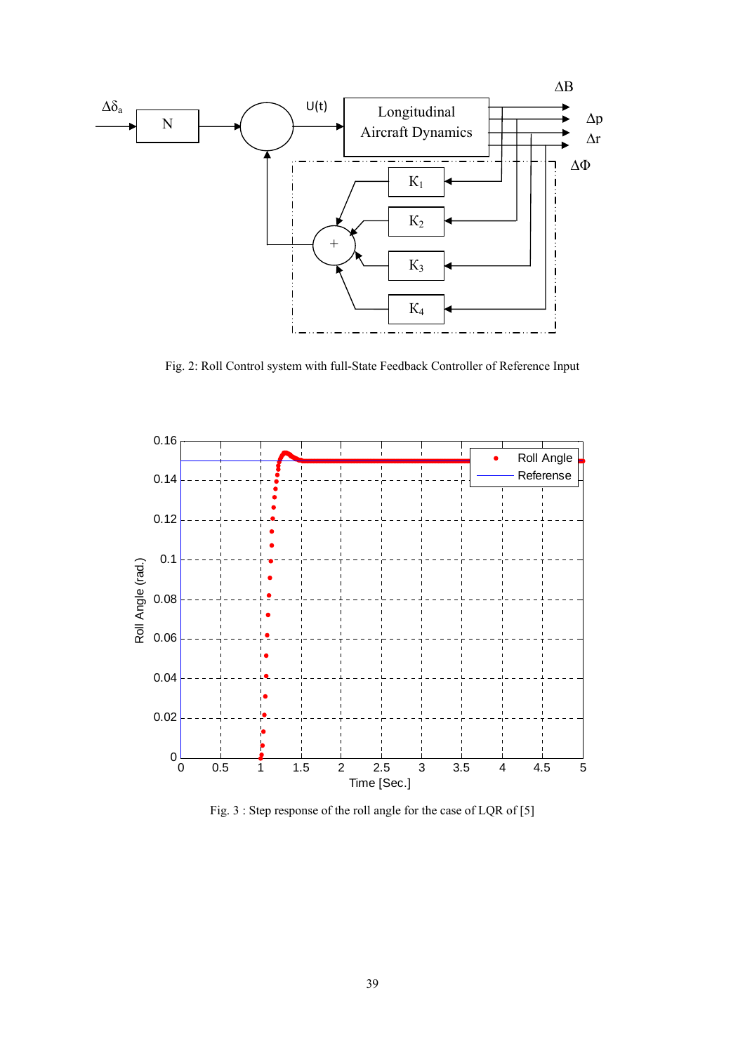Fig. 2: Roll Control system with full-State Feedback Controller of Reference Input

Fig. 3 : Step response of the roll angle for the case of LQR of [5]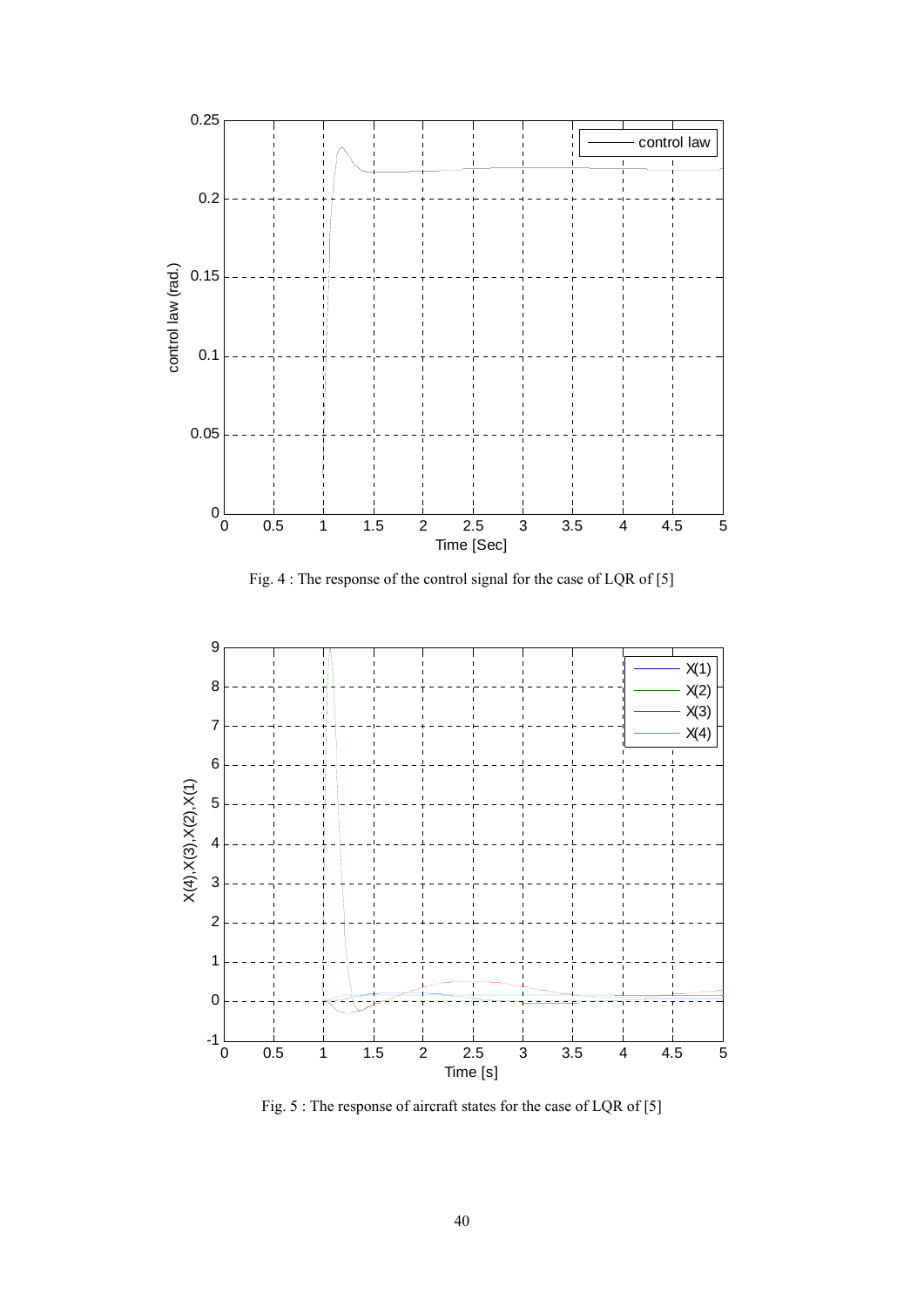Fig. 4 : The response of the control signal for the case of LQR of [5]

Fig. 5 : The response of aircraft states for the case of LQR of [5]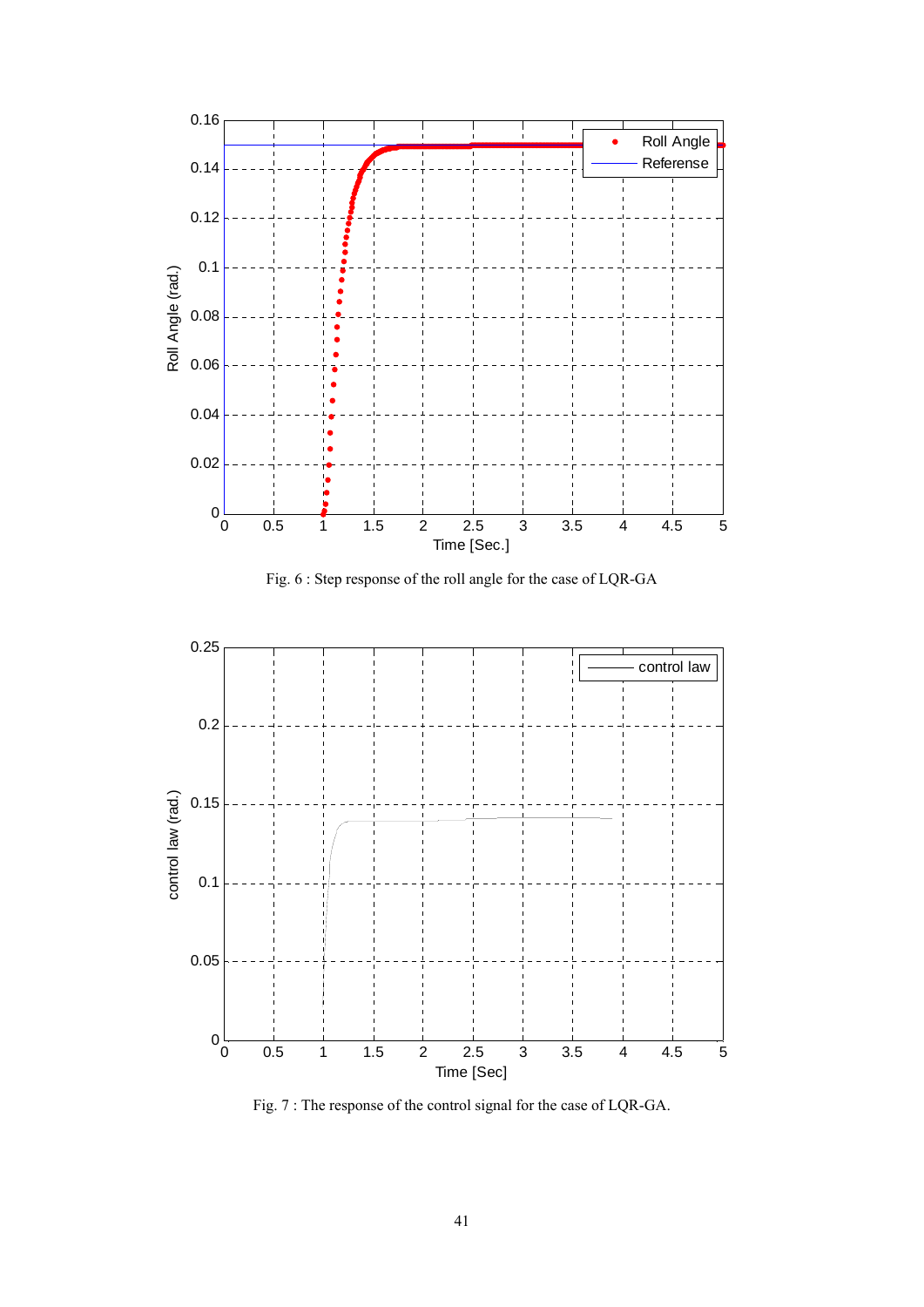Fig. 6 : Step response of the roll angle for the case of LQR-GA

Fig. 7 : The response of the control signal for the case of LQR-GA.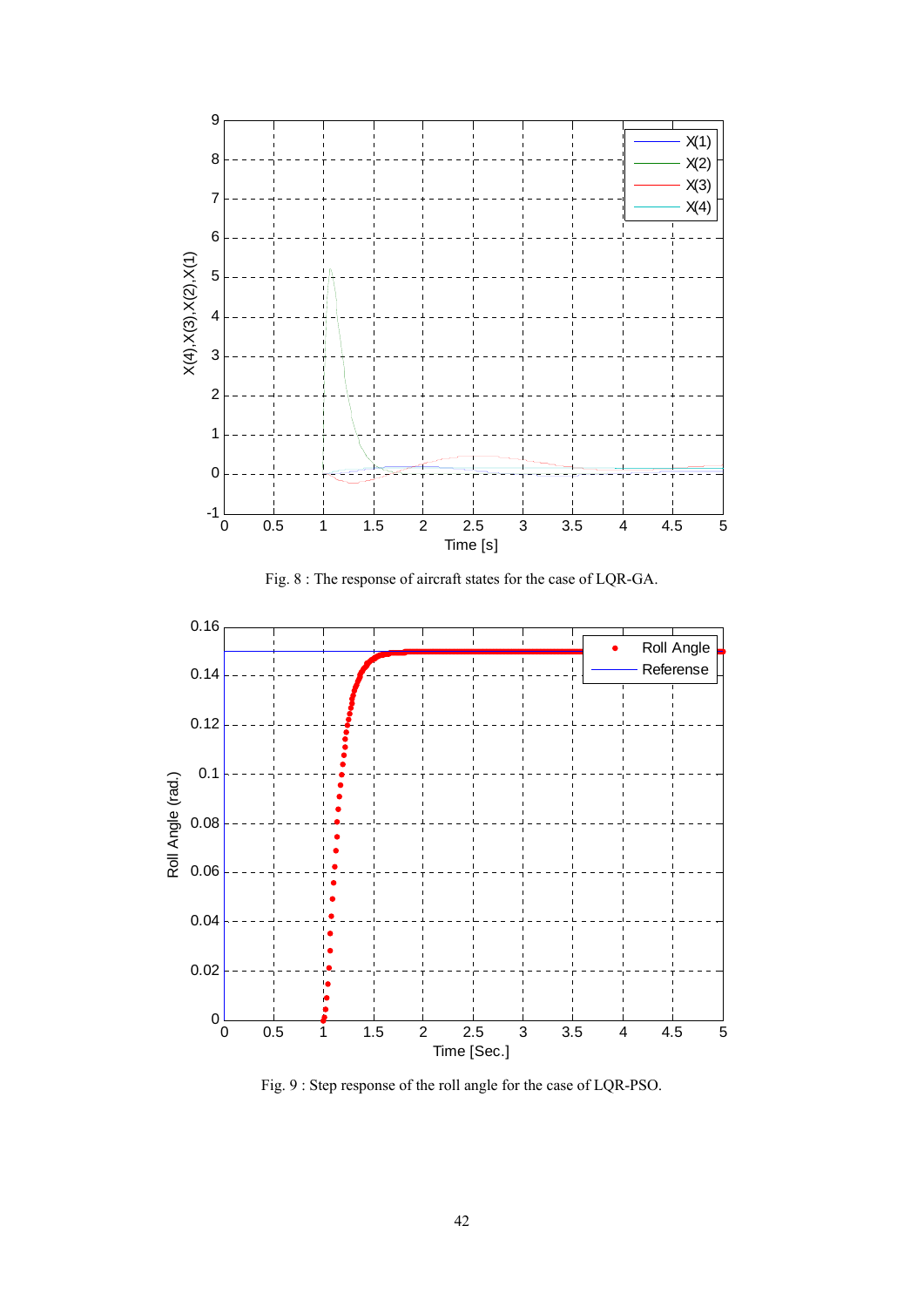Fig. 8 : The response of aircraft states for the case of LQR-GA.

Fig. 9 : Step response of the roll angle for the case of LQR-PSO.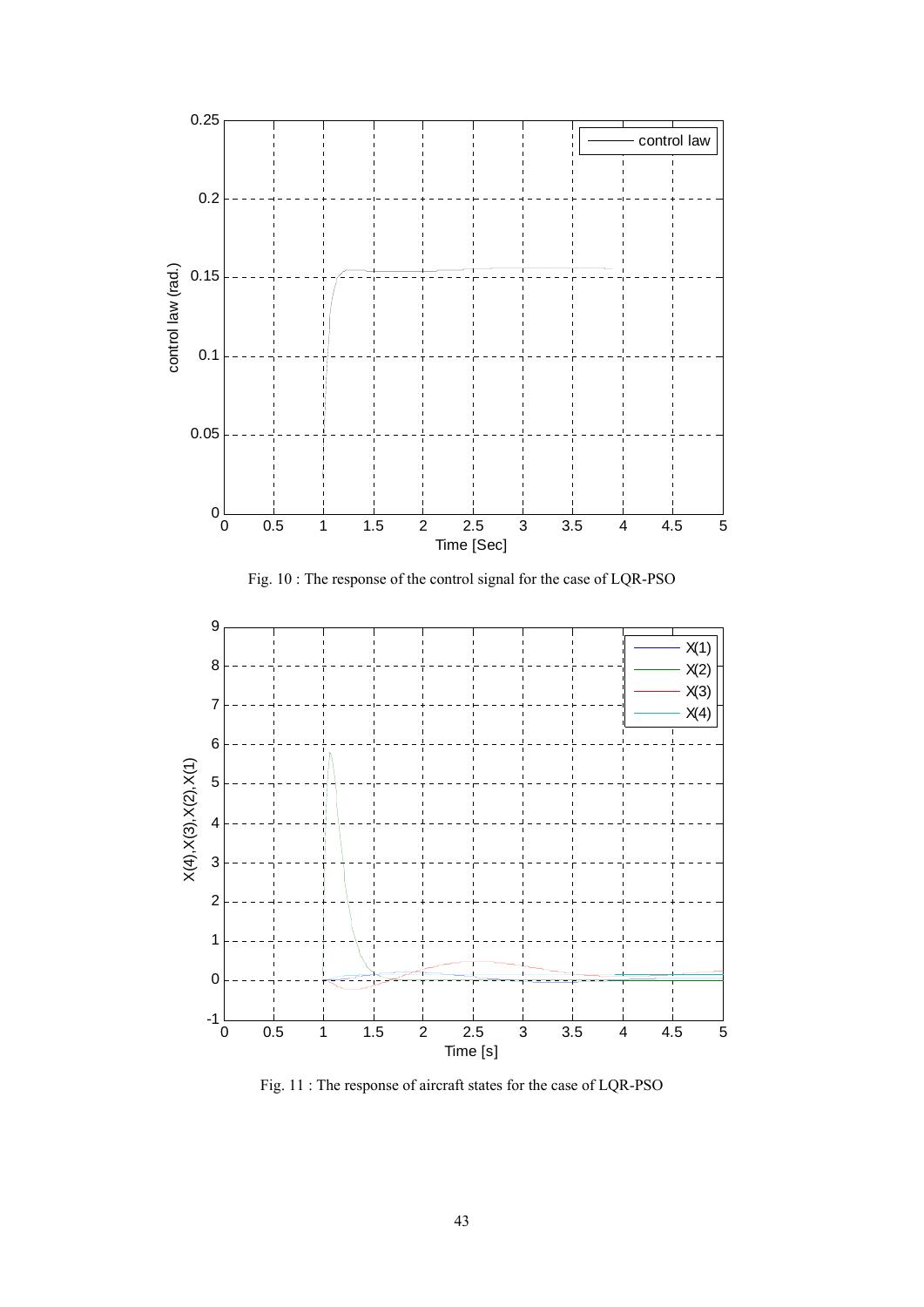Fig. 10 : The response of the control signal for the case of LQR-PSO

Fig. 11 : The response of aircraft states for the case of LQR-PSO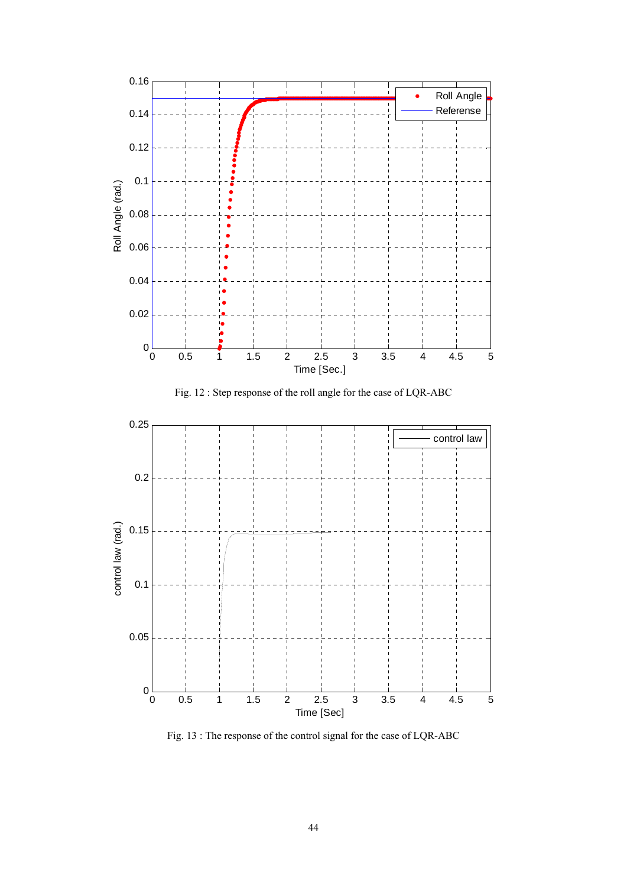Fig. 12 : Step response of the roll angle for the case of LQR-ABC

Fig. 13 : The response of the control signal for the case of LQR-ABC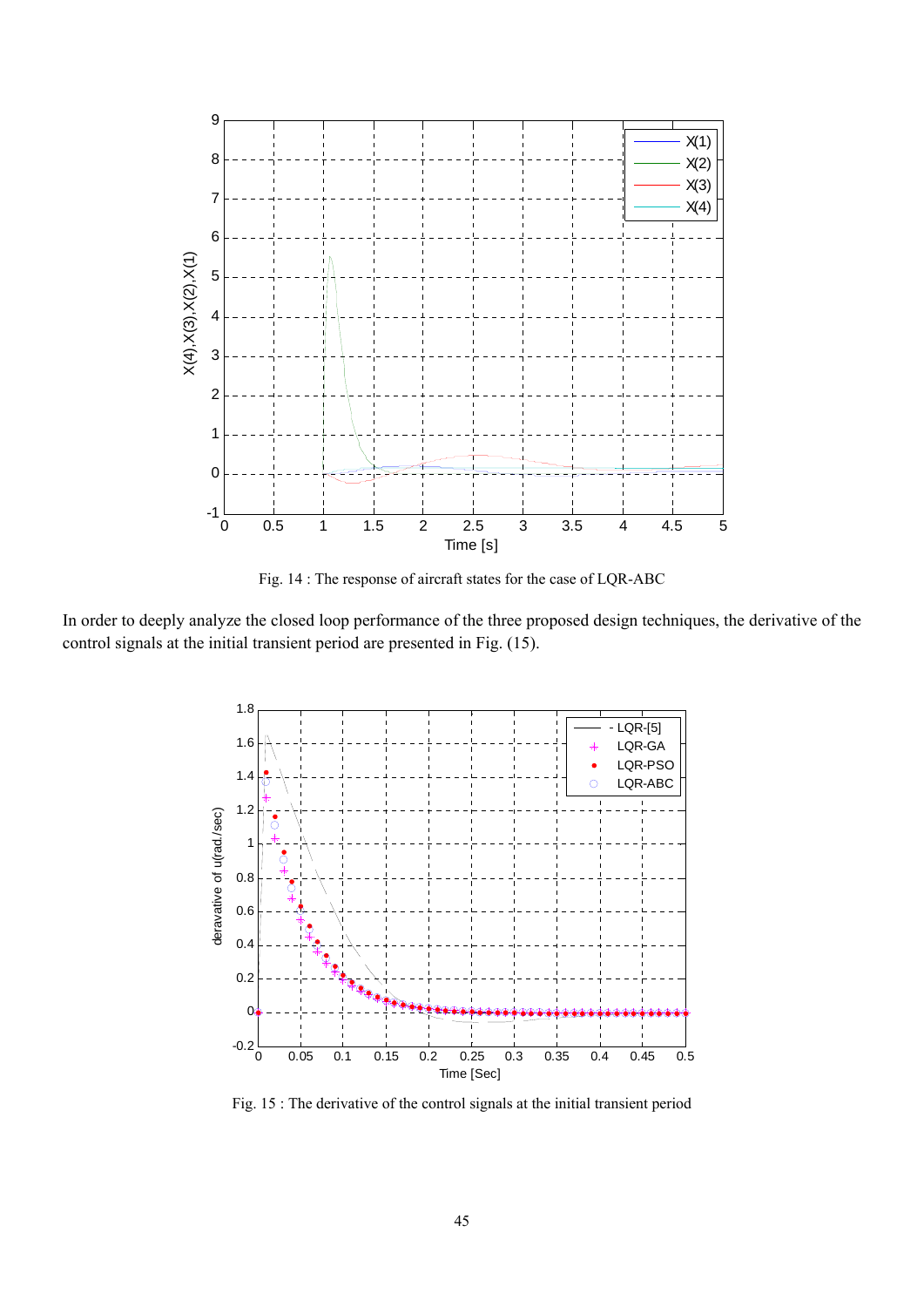9
8
7
6
5
4
3
2
1
0
-1
0 0.5 1 1.5 2 2.5 3 3.5 4 4.5 5
Time [s]
X(4),X(3),X(2),X(1)
X(1)
X(2)
X(3)
X(4)

Fig. 14 : The response of aircraft states for the case of LQR-ABC

In order to deeply analyze the closed loop performance of the three proposed design techniques, the derivative of the control signals at the initial transient period are presented in Fig. (15).

1.8
1.6
1.4
1.2
1
0.8
0.6
0.4
0.2
0
-0.2
0 0.05 0.1 0.15 0.2 0.25 0.3 0.35 0.4 0.45 0.5
Time [Sec]
deravative of u(rad./sec)
LQR-[5]
LQR-GA
LQR-PSO
LQR-ABC

Fig. 15 : The derivative of the control signals at the initial transient period